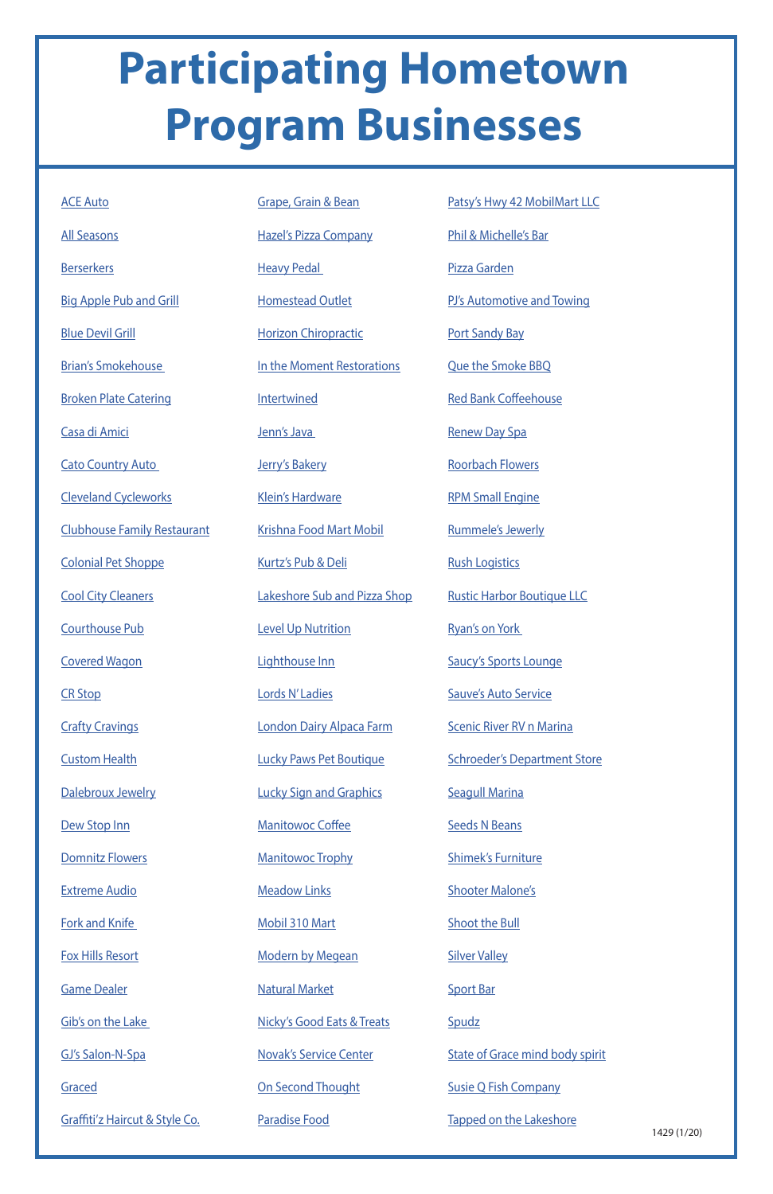# Participating Hometown Program Businesses

- ACE Auto
- All Seasons
- Berserkers
- Big Apple Pub and Grill
- Blue Devil Grill
- Brian's Smokehouse
- Broken Plate Catering
- Casa di Amici
- Cato Country Auto
- Cleveland Cycleworks
- Clubhouse Family Restaurant
- Colonial Pet Shoppe
- Cool City Cleaners
- Courthouse Pub
- Covered Wagon
- CR Stop
- Crafty Cravings
- Custom Health
- Dalebroux Jewelry
- Dew Stop Inn
- Domnitz Flowers
- Extreme Audio
- Fork and Knife
- Fox Hills Resort
- Game Dealer
- Gib's on the Lake
- GJ's Salon-N-Spa
- Graced
- Graffiti'z Haircut & Style Co.
- Grape, Grain & Bean
- Hazel's Pizza Company
- Heavy Pedal
- Homestead Outlet
- Horizon Chiropractic
- In the Moment Restorations
- Intertwined
- Jenn's Java
- Jerry's Bakery
- Klein's Hardware
- Krishna Food Mart Mobil
- Kurtz's Pub & Deli
- Lakeshore Sub and Pizza Shop
- Level Up Nutrition
- Lighthouse Inn
- Lords N' Ladies
- London Dairy Alpaca Farm
- Lucky Paws Pet Boutique
- Lucky Sign and Graphics
- Manitowoc Coffee
- Manitowoc Trophy
- Meadow Links
- Mobil 310 Mart
- Modern by Megean
- Natural Market
- Nicky's Good Eats & Treats
- Novak's Service Center
- On Second Thought
- Paradise Food
- Patsy's Hwy 42 MobilMart LLC
- Phil & Michelle's Bar
- Pizza Garden
- PJ's Automotive and Towing
- Port Sandy Bay
- Que the Smoke BBQ
- Red Bank Coffeehouse
- Renew Day Spa
- Roorbach Flowers
- RPM Small Engine
- Rummele's Jewerly
- Rush Logistics
- Rustic Harbor Boutique LLC
- Ryan's on York
- Saucy's Sports Lounge
- Sauve's Auto Service
- Scenic River RV n Marina
- Schroeder's Department Store
- Seagull Marina
- Seeds N Beans
- Shimek's Furniture
- Shooter Malone's
- Shoot the Bull
- Silver Valley
- Sport Bar
- Spudz
- State of Grace mind body spirit
- Susie Q Fish Company
- Tapped on the Lakeshore

1429 (1/20)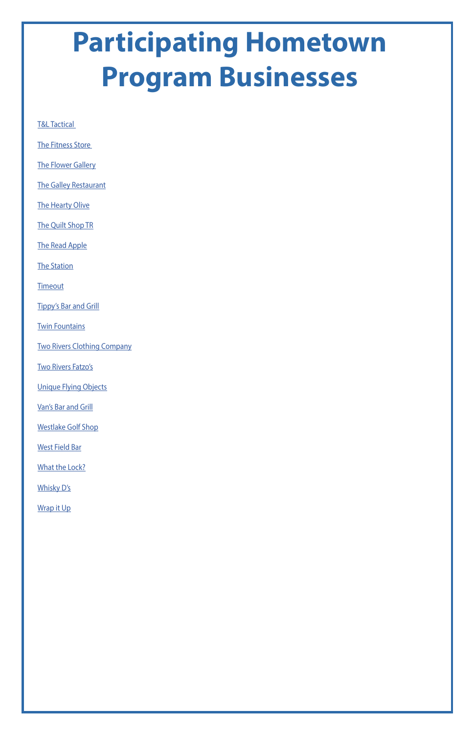# Participating Hometown Program Businesses

- T&L Tactical
- The Fitness Store
- The Flower Gallery
- The Galley Restaurant
- The Hearty Olive
- The Quilt Shop TR
- The Read Apple
- The Station
- Timeout
- Tippy's Bar and Grill
- Twin Fountains
- Two Rivers Clothing Company
- Two Rivers Fatzo's
- Unique Flying Objects
- Van's Bar and Grill
- Westlake Golf Shop
- West Field Bar
- What the Lock?
- Whisky D's
- Wrap it Up